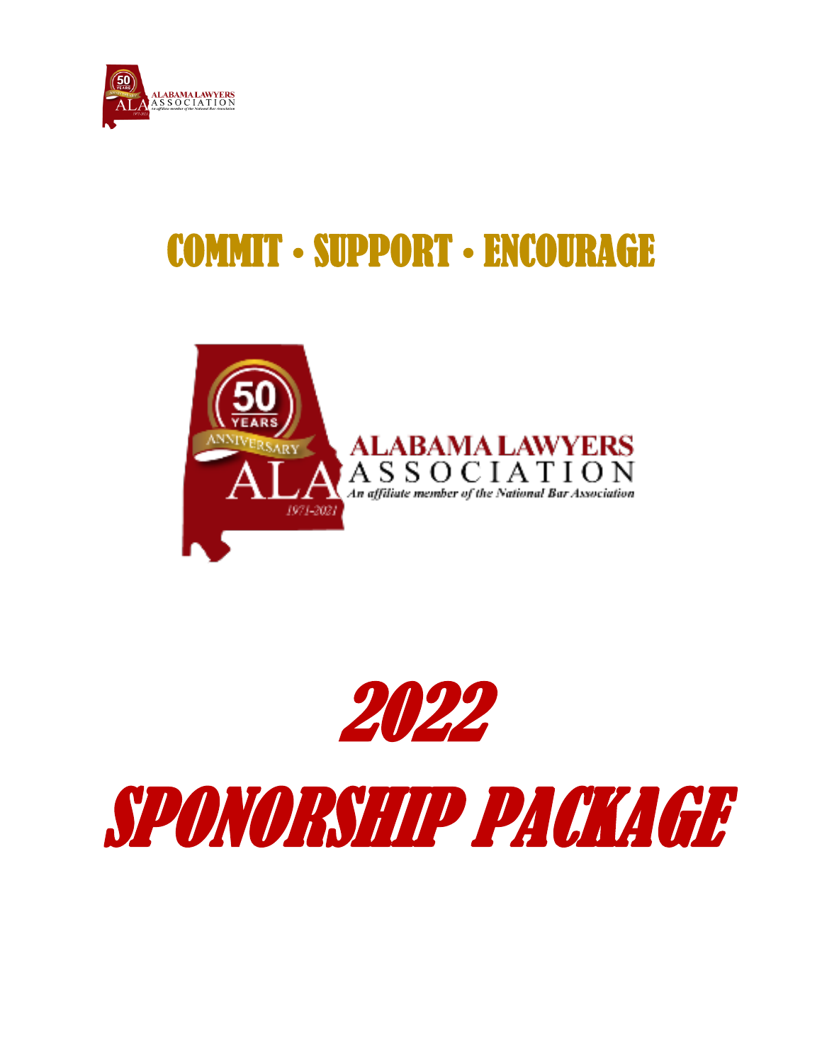ALABAMA LAWYERS ASSOCIATION

# COMMIT • SUPPORT • ENCOURAGE

50 YEARS ANNIVERSARY

ALA 1971-2021

ALABAMA LAWYERS ASSOCIATION

*An affiliate member of the National Bar Association*

# *2022*

# *SPONORSHIP PACKAGE*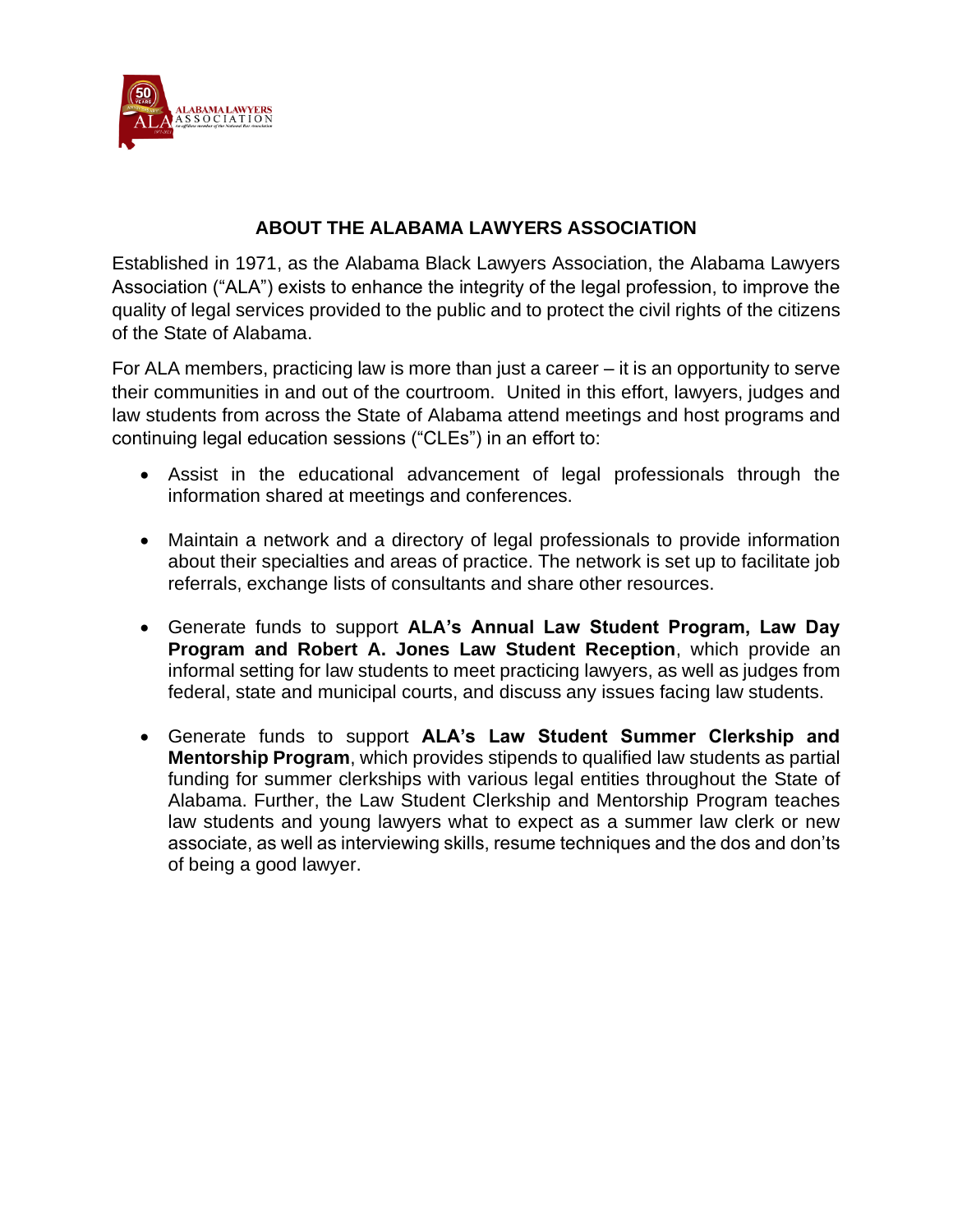## ABOUT THE ALABAMA LAWYERS ASSOCIATION

Established in 1971, as the Alabama Black Lawyers Association, the Alabama Lawyers Association ("ALA") exists to enhance the integrity of the legal profession, to improve the quality of legal services provided to the public and to protect the civil rights of the citizens of the State of Alabama.

For ALA members, practicing law is more than just a career – it is an opportunity to serve their communities in and out of the courtroom. United in this effort, lawyers, judges and law students from across the State of Alabama attend meetings and host programs and continuing legal education sessions ("CLEs") in an effort to:

- Assist in the educational advancement of legal professionals through the information shared at meetings and conferences.

- Maintain a network and a directory of legal professionals to provide information about their specialties and areas of practice. The network is set up to facilitate job referrals, exchange lists of consultants and share other resources.

- Generate funds to support **ALA's Annual Law Student Program, Law Day Program and Robert A. Jones Law Student Reception**, which provide an informal setting for law students to meet practicing lawyers, as well as judges from federal, state and municipal courts, and discuss any issues facing law students.

- Generate funds to support **ALA's Law Student Summer Clerkship and Mentorship Program**, which provides stipends to qualified law students as partial funding for summer clerkships with various legal entities throughout the State of Alabama. Further, the Law Student Clerkship and Mentorship Program teaches law students and young lawyers what to expect as a summer law clerk or new associate, as well as interviewing skills, resume techniques and the dos and don'ts of being a good lawyer.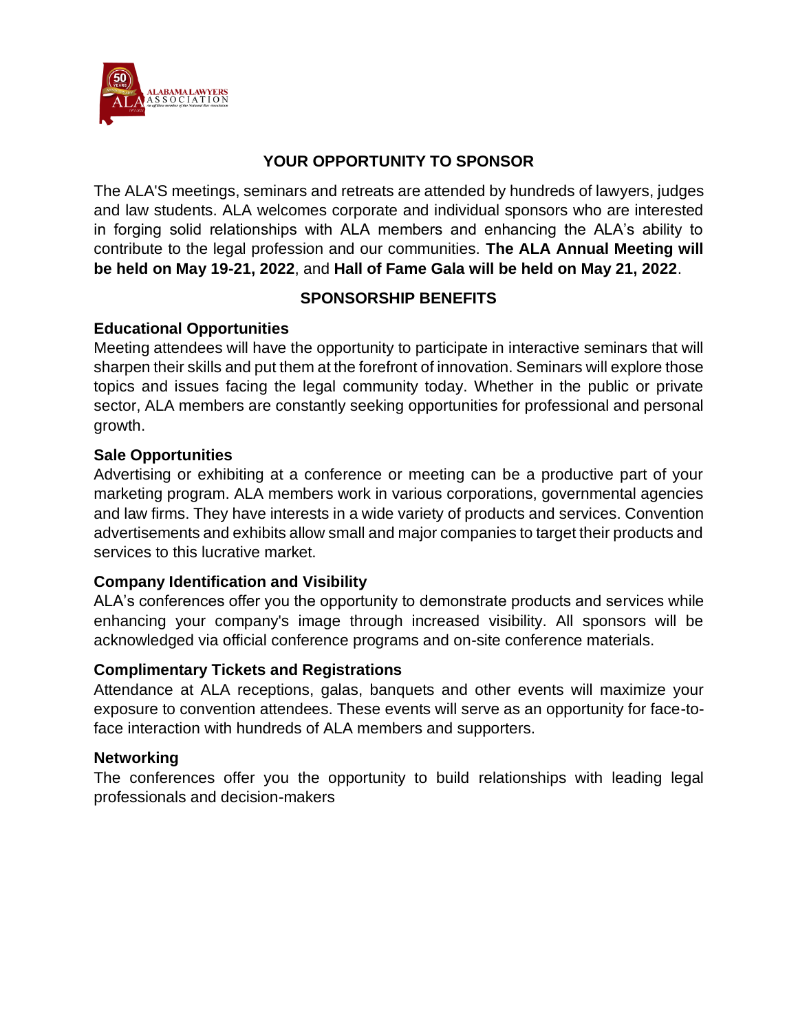## YOUR OPPORTUNITY TO SPONSOR

The ALA'S meetings, seminars and retreats are attended by hundreds of lawyers, judges and law students. ALA welcomes corporate and individual sponsors who are interested in forging solid relationships with ALA members and enhancing the ALA's ability to contribute to the legal profession and our communities. **The ALA Annual Meeting will be held on May 19-21, 2022**, and **Hall of Fame Gala will be held on May 21, 2022**.

## SPONSORSHIP BENEFITS

### Educational Opportunities

Meeting attendees will have the opportunity to participate in interactive seminars that will sharpen their skills and put them at the forefront of innovation. Seminars will explore those topics and issues facing the legal community today. Whether in the public or private sector, ALA members are constantly seeking opportunities for professional and personal growth.

### Sale Opportunities

Advertising or exhibiting at a conference or meeting can be a productive part of your marketing program. ALA members work in various corporations, governmental agencies and law firms. They have interests in a wide variety of products and services. Convention advertisements and exhibits allow small and major companies to target their products and services to this lucrative market.

### Company Identification and Visibility

ALA's conferences offer you the opportunity to demonstrate products and services while enhancing your company's image through increased visibility. All sponsors will be acknowledged via official conference programs and on-site conference materials.

### Complimentary Tickets and Registrations

Attendance at ALA receptions, galas, banquets and other events will maximize your exposure to convention attendees. These events will serve as an opportunity for face-to-face interaction with hundreds of ALA members and supporters.

### Networking

The conferences offer you the opportunity to build relationships with leading legal professionals and decision-makers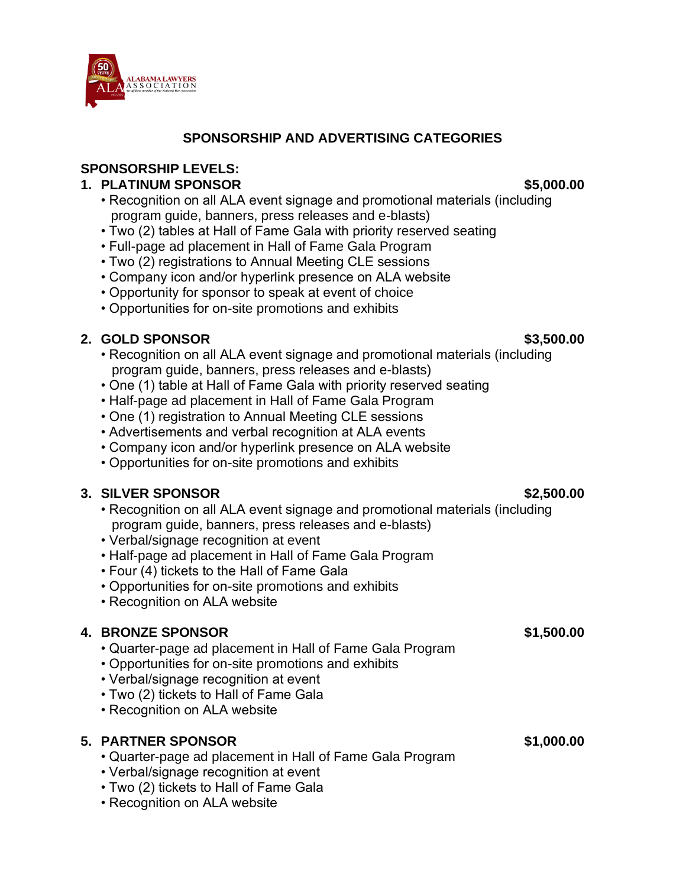## SPONSORSHIP AND ADVERTISING CATEGORIES

### SPONSORSHIP LEVELS:

**1. PLATINUM SPONSOR** **$5,000.00**

- Recognition on all ALA event signage and promotional materials (including program guide, banners, press releases and e-blasts)
- Two (2) tables at Hall of Fame Gala with priority reserved seating
- Full-page ad placement in Hall of Fame Gala Program
- Two (2) registrations to Annual Meeting CLE sessions
- Company icon and/or hyperlink presence on ALA website
- Opportunity for sponsor to speak at event of choice
- Opportunities for on-site promotions and exhibits

**2. GOLD SPONSOR** **$3,500.00**

- Recognition on all ALA event signage and promotional materials (including program guide, banners, press releases and e-blasts)
- One (1) table at Hall of Fame Gala with priority reserved seating
- Half-page ad placement in Hall of Fame Gala Program
- One (1) registration to Annual Meeting CLE sessions
- Advertisements and verbal recognition at ALA events
- Company icon and/or hyperlink presence on ALA website
- Opportunities for on-site promotions and exhibits

**3. SILVER SPONSOR** **$2,500.00**

- Recognition on all ALA event signage and promotional materials (including program guide, banners, press releases and e-blasts)
- Verbal/signage recognition at event
- Half-page ad placement in Hall of Fame Gala Program
- Four (4) tickets to the Hall of Fame Gala
- Opportunities for on-site promotions and exhibits
- Recognition on ALA website

**4. BRONZE SPONSOR** **$1,500.00**

- Quarter-page ad placement in Hall of Fame Gala Program
- Opportunities for on-site promotions and exhibits
- Verbal/signage recognition at event
- Two (2) tickets to Hall of Fame Gala
- Recognition on ALA website

**5. PARTNER SPONSOR** **$1,000.00**

- Quarter-page ad placement in Hall of Fame Gala Program
- Verbal/signage recognition at event
- Two (2) tickets to Hall of Fame Gala
- Recognition on ALA website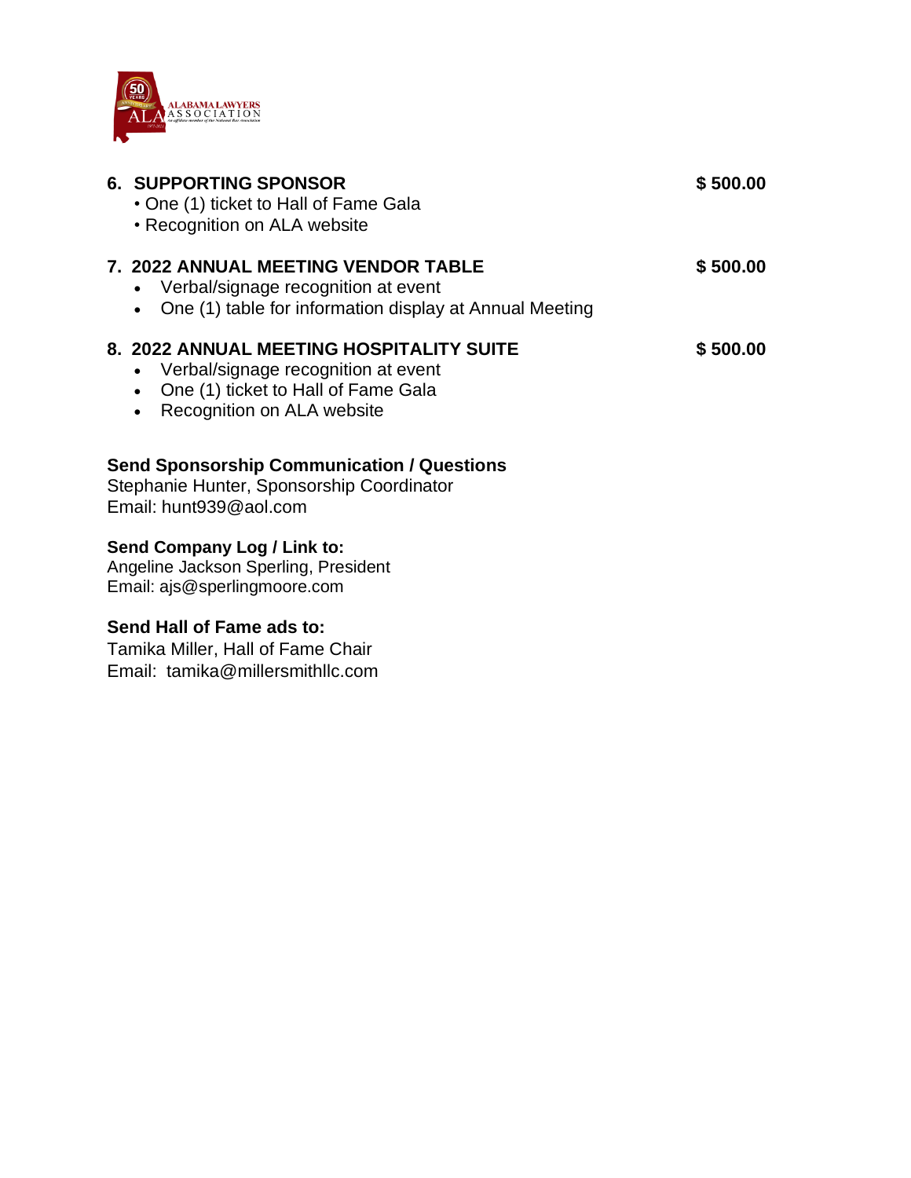**6. SUPPORTING SPONSOR** **$ 500.00**

- One (1) ticket to Hall of Fame Gala
- Recognition on ALA website

**7. 2022 ANNUAL MEETING VENDOR TABLE** **$ 500.00**

- Verbal/signage recognition at event
- One (1) table for information display at Annual Meeting

**8. 2022 ANNUAL MEETING HOSPITALITY SUITE** **$ 500.00**

- Verbal/signage recognition at event
- One (1) ticket to Hall of Fame Gala
- Recognition on ALA website

**Send Sponsorship Communication / Questions**
Stephanie Hunter, Sponsorship Coordinator
Email: hunt939@aol.com

**Send Company Log / Link to:**
Angeline Jackson Sperling, President
Email: ajs@sperlingmoore.com

**Send Hall of Fame ads to:**
Tamika Miller, Hall of Fame Chair
Email: tamika@millersmithllc.com